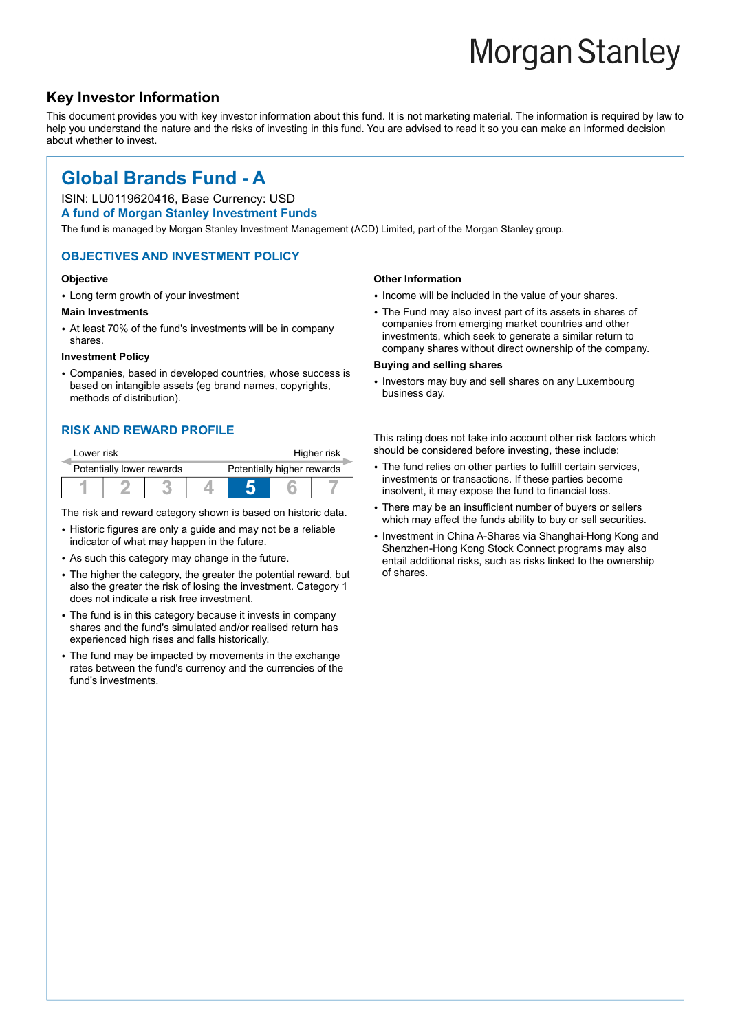Morgan Stanley

## Key Investor Information

This document provides you with key investor information about this fund. It is not marketing material. The information is required by law to help you understand the nature and the risks of investing in this fund. You are advised to read it so you can make an informed decision about whether to invest.

# Global Brands Fund - A

ISIN: LU0119620416, Base Currency: USD

**A fund of Morgan Stanley Investment Funds**

The fund is managed by Morgan Stanley Investment Management (ACD) Limited, part of the Morgan Stanley group.

### OBJECTIVES AND INVESTMENT POLICY

**Objective**

- Long term growth of your investment

**Main Investments**

- At least 70% of the fund's investments will be in company shares.

**Investment Policy**

- Companies, based in developed countries, whose success is based on intangible assets (eg brand names, copyrights, methods of distribution).

**Other Information**

- Income will be included in the value of your shares.
- The Fund may also invest part of its assets in shares of companies from emerging market countries and other investments, which seek to generate a similar return to company shares without direct ownership of the company.

**Buying and selling shares**

- Investors may buy and sell shares on any Luxembourg business day.

### RISK AND REWARD PROFILE

| Lower risk | | | | | | Higher risk |
|---|---|---|---|---|---|---|
| Potentially lower rewards | | | | | | Potentially higher rewards |
| 1 | 2 | 3 | 4 | **5** | 6 | 7 |

The risk and reward category shown is based on historic data.

- Historic figures are only a guide and may not be a reliable indicator of what may happen in the future.
- As such this category may change in the future.
- The higher the category, the greater the potential reward, but also the greater the risk of losing the investment. Category 1 does not indicate a risk free investment.
- The fund is in this category because it invests in company shares and the fund's simulated and/or realised return has experienced high rises and falls historically.
- The fund may be impacted by movements in the exchange rates between the fund's currency and the currencies of the fund's investments.

This rating does not take into account other risk factors which should be considered before investing, these include:

- The fund relies on other parties to fulfill certain services, investments or transactions. If these parties become insolvent, it may expose the fund to financial loss.
- There may be an insufficient number of buyers or sellers which may affect the funds ability to buy or sell securities.
- Investment in China A-Shares via Shanghai-Hong Kong and Shenzhen-Hong Kong Stock Connect programs may also entail additional risks, such as risks linked to the ownership of shares.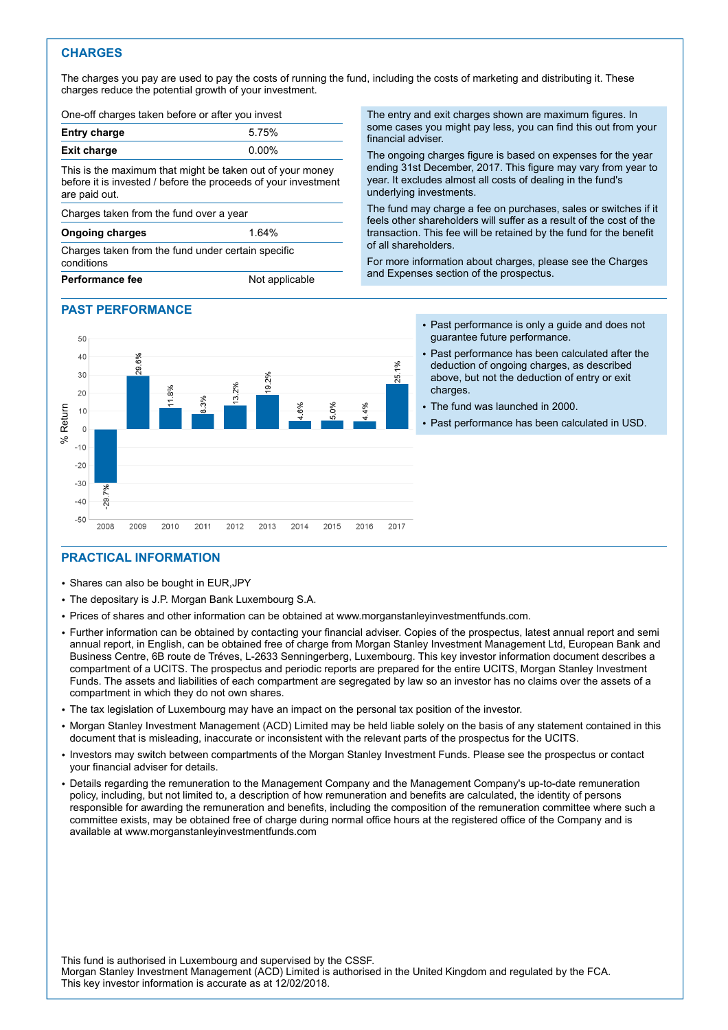## CHARGES

The charges you pay are used to pay the costs of running the fund, including the costs of marketing and distributing it. These charges reduce the potential growth of your investment.

| | |
|---|---|
| One-off charges taken before or after you invest | |
| **Entry charge** | 5.75% |
| **Exit charge** | 0.00% |
| This is the maximum that might be taken out of your money before it is invested / before the proceeds of your investment are paid out. | |
| Charges taken from the fund over a year | |
| **Ongoing charges** | 1.64% |
| Charges taken from the fund under certain specific conditions | |
| **Performance fee** | Not applicable |

The entry and exit charges shown are maximum figures. In some cases you might pay less, you can find this out from your financial adviser.

The ongoing charges figure is based on expenses for the year ending 31st December, 2017. This figure may vary from year to year. It excludes almost all costs of dealing in the fund's underlying investments.

The fund may charge a fee on purchases, sales or switches if it feels other shareholders will suffer as a result of the cost of the transaction. This fee will be retained by the fund for the benefit of all shareholders.

For more information about charges, please see the Charges and Expenses section of the prospectus.

## PAST PERFORMANCE

% Return

50
40
30
20
10
0
-10
-20
-30
-40
-50

-29.7% 29.6% 11.8% 8.3% 13.2% 19.2% 4.6% 5.0% 4.4% 25.1%

2008 2009 2010 2011 2012 2013 2014 2015 2016 2017

- Past performance is only a guide and does not guarantee future performance.
- Past performance has been calculated after the deduction of ongoing charges, as described above, but not the deduction of entry or exit charges.
- The fund was launched in 2000.
- Past performance has been calculated in USD.

## PRACTICAL INFORMATION

- Shares can also be bought in EUR,JPY
- The depositary is J.P. Morgan Bank Luxembourg S.A.
- Prices of shares and other information can be obtained at www.morganstanleyinvestmentfunds.com.
- Further information can be obtained by contacting your financial adviser. Copies of the prospectus, latest annual report and semi annual report, in English, can be obtained free of charge from Morgan Stanley Investment Management Ltd, European Bank and Business Centre, 6B route de Tréves, L-2633 Senningerberg, Luxembourg. This key investor information document describes a compartment of a UCITS. The prospectus and periodic reports are prepared for the entire UCITS, Morgan Stanley Investment Funds. The assets and liabilities of each compartment are segregated by law so an investor has no claims over the assets of a compartment in which they do not own shares.
- The tax legislation of Luxembourg may have an impact on the personal tax position of the investor.
- Morgan Stanley Investment Management (ACD) Limited may be held liable solely on the basis of any statement contained in this document that is misleading, inaccurate or inconsistent with the relevant parts of the prospectus for the UCITS.
- Investors may switch between compartments of the Morgan Stanley Investment Funds. Please see the prospectus or contact your financial adviser for details.
- Details regarding the remuneration to the Management Company and the Management Company's up-to-date remuneration policy, including, but not limited to, a description of how remuneration and benefits are calculated, the identity of persons responsible for awarding the remuneration and benefits, including the composition of the remuneration committee where such a committee exists, may be obtained free of charge during normal office hours at the registered office of the Company and is available at www.morganstanleyinvestmentfunds.com

This fund is authorised in Luxembourg and supervised by the CSSF.
Morgan Stanley Investment Management (ACD) Limited is authorised in the United Kingdom and regulated by the FCA.
This key investor information is accurate as at 12/02/2018.